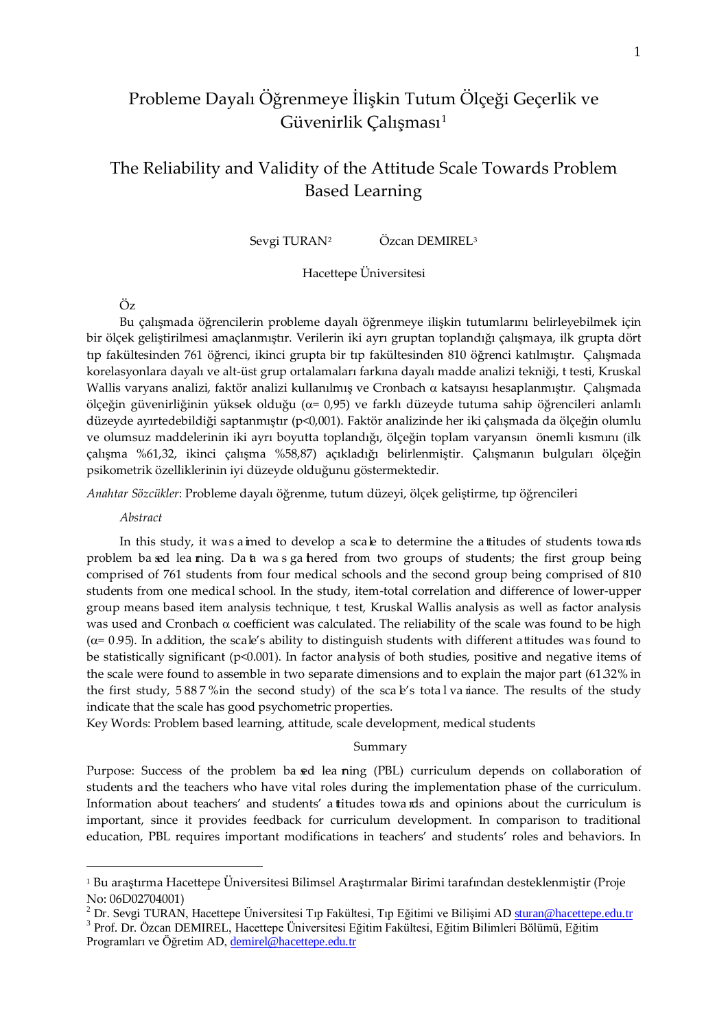# Probleme Dayalı Öğrenmeye İlişkin Tutum Ölçeği Geçerlik ve Güvenirlik Çalışması[1]

# The Reliability and Validity of the Attitude Scale Towards Problem Based Learning

Sevgi TURAN[2] Özcan DEMIREL[3]

Hacettepe Üniversitesi

## Öz

Bu çalışmada öğrencilerin probleme dayalı öğrenmeye ilişkin tutumlarını belirleyebilmek için bir ölçek geliştirilmesi amaçlanmıştır. Verilerin iki ayrı gruptan toplandığı çalışmaya, ilk grupta dört tıp fakültesinden 761 öğrenci, ikinci grupta bir tıp fakültesinden 810 öğrenci katılmıştır. Çalışmada korelasyonlara dayalı ve alt-üst grup ortalamaları farkına dayalı madde analizi tekniği, t testi, Kruskal Wallis varyans analizi, faktör analizi kullanılmış ve Cronbach α katsayısı hesaplanmıştır. Çalışmada ölçeğin güvenirliğinin yüksek olduğu (α= 0,95) ve farklı düzeyde tutuma sahip öğrencileri anlamlı düzeyde ayırtedebildiği saptanmıştır (p<0,001). Faktör analizinde her iki çalışmada da ölçeğin olumlu ve olumsuz maddelerinin iki ayrı boyutta toplandığı, ölçeğin toplam varyansın önemli kısmını (ilk çalışma %61,32, ikinci çalışma %58,87) açıkladığı belirlenmiştir. Çalışmanın bulguları ölçeğin psikometrik özelliklerinin iyi düzeyde olduğunu göstermektedir.

*Anahtar Sözcükler*: Probleme dayalı öğrenme, tutum düzeyi, ölçek geliştirme, tıp öğrencileri

## *Abstract*

In this study, it was aimed to develop a scale to determine the attitudes of students towards problem based learning. Data was gathered from two groups of students; the first group being comprised of 761 students from four medical schools and the second group being comprised of 810 students from one medical school. In the study, item-total correlation and difference of lower-upper group means based item analysis technique, t test, Kruskal Wallis analysis as well as factor analysis was used and Cronbach α coefficient was calculated. The reliability of the scale was found to be high (α= 0.95). In addition, the scale's ability to distinguish students with different attitudes was found to be statistically significant (p<0.001). In factor analysis of both studies, positive and negative items of the scale were found to assemble in two separate dimensions and to explain the major part (61.32% in the first study, 58.87% in the second study) of the scale's total variance. The results of the study indicate that the scale has good psychometric properties.

Key Words: Problem based learning, attitude, scale development, medical students

## Summary

Purpose: Success of the problem based learning (PBL) curriculum depends on collaboration of students and the teachers who have vital roles during the implementation phase of the curriculum. Information about teachers' and students' attitudes towards and opinions about the curriculum is important, since it provides feedback for curriculum development. In comparison to traditional education, PBL requires important modifications in teachers' and students' roles and behaviors. In

---

[1] Bu araştırma Hacettepe Üniversitesi Bilimsel Araştırmalar Birimi tarafından desteklenmiştir (Proje No: 06D02704001)

[2] Dr. Sevgi TURAN, Hacettepe Üniversitesi Tıp Fakültesi, Tıp Eğitimi ve Bilişimi AD sturan@hacettepe.edu.tr

[3] Prof. Dr. Özcan DEMIREL, Hacettepe Üniversitesi Eğitim Fakültesi, Eğitim Bilimleri Bölümü, Eğitim Programları ve Öğretim AD, demirel@hacettepe.edu.tr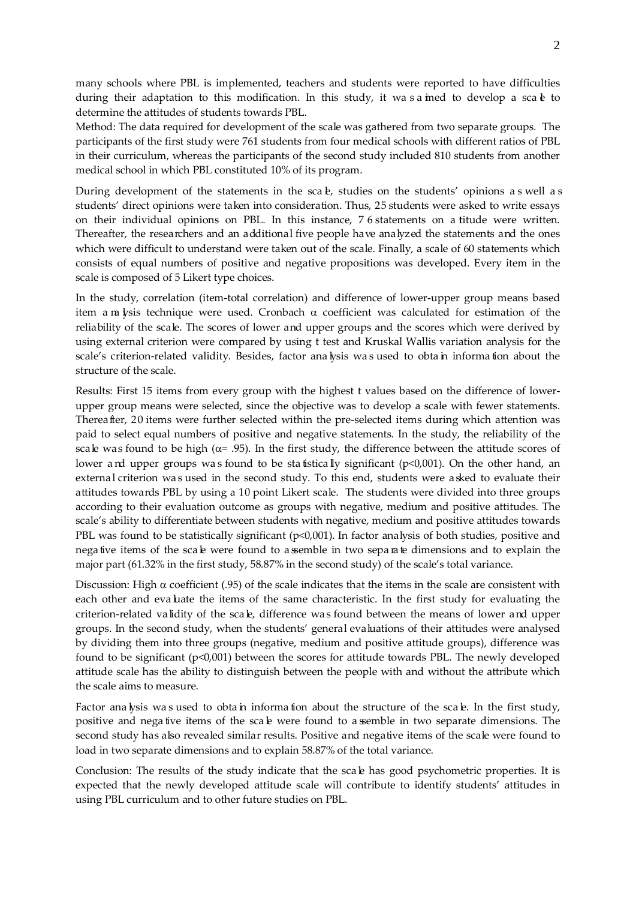many schools where PBL is implemented, teachers and students were reported to have difficulties during their adaptation to this modification. In this study, it was aimed to develop a scale to determine the attitudes of students towards PBL.

Method: The data required for development of the scale was gathered from two separate groups. The participants of the first study were 761 students from four medical schools with different ratios of PBL in their curriculum, whereas the participants of the second study included 810 students from another medical school in which PBL constituted 10% of its program.

During development of the statements in the scale, studies on the students' opinions as well as students' direct opinions were taken into consideration. Thus, 25 students were asked to write essays on their individual opinions on PBL. In this instance, 76 statements on attitude were written. Thereafter, the researchers and an additional five people have analyzed the statements and the ones which were difficult to understand were taken out of the scale. Finally, a scale of 60 statements which consists of equal numbers of positive and negative propositions was developed. Every item in the scale is composed of 5 Likert type choices.

In the study, correlation (item-total correlation) and difference of lower-upper group means based item analysis technique were used. Cronbach $\alpha$ coefficient was calculated for estimation of the reliability of the scale. The scores of lower and upper groups and the scores which were derived by using external criterion were compared by using t test and Kruskal Wallis variation analysis for the scale's criterion-related validity. Besides, factor analysis was used to obtain information about the structure of the scale.

Results: First 15 items from every group with the highest t values based on the difference of lower-upper group means were selected, since the objective was to develop a scale with fewer statements. Thereafter, 20 items were further selected within the pre-selected items during which attention was paid to select equal numbers of positive and negative statements. In the study, the reliability of the scale was found to be high ($\alpha$= .95). In the first study, the difference between the attitude scores of lower and upper groups was found to be statistically significant ($p<0,001$). On the other hand, an external criterion was used in the second study. To this end, students were asked to evaluate their attitudes towards PBL by using a 10 point Likert scale. The students were divided into three groups according to their evaluation outcome as groups with negative, medium and positive attitudes. The scale's ability to differentiate between students with negative, medium and positive attitudes towards PBL was found to be statistically significant ($p<0,001$). In factor analysis of both studies, positive and negative items of the scale were found to assemble in two separate dimensions and to explain the major part (61.32% in the first study, 58.87% in the second study) of the scale's total variance.

Discussion: High $\alpha$ coefficient (.95) of the scale indicates that the items in the scale are consistent with each other and evaluate the items of the same characteristic. In the first study for evaluating the criterion-related validity of the scale, difference was found between the means of lower and upper groups. In the second study, when the students' general evaluations of their attitudes were analysed by dividing them into three groups (negative, medium and positive attitude groups), difference was found to be significant ($p<0,001$) between the scores for attitude towards PBL. The newly developed attitude scale has the ability to distinguish between the people with and without the attribute which the scale aims to measure.

Factor analysis was used to obtain information about the structure of the scale. In the first study, positive and negative items of the scale were found to assemble in two separate dimensions. The second study has also revealed similar results. Positive and negative items of the scale were found to load in two separate dimensions and to explain 58.87% of the total variance.

Conclusion: The results of the study indicate that the scale has good psychometric properties. It is expected that the newly developed attitude scale will contribute to identify students' attitudes in using PBL curriculum and to other future studies on PBL.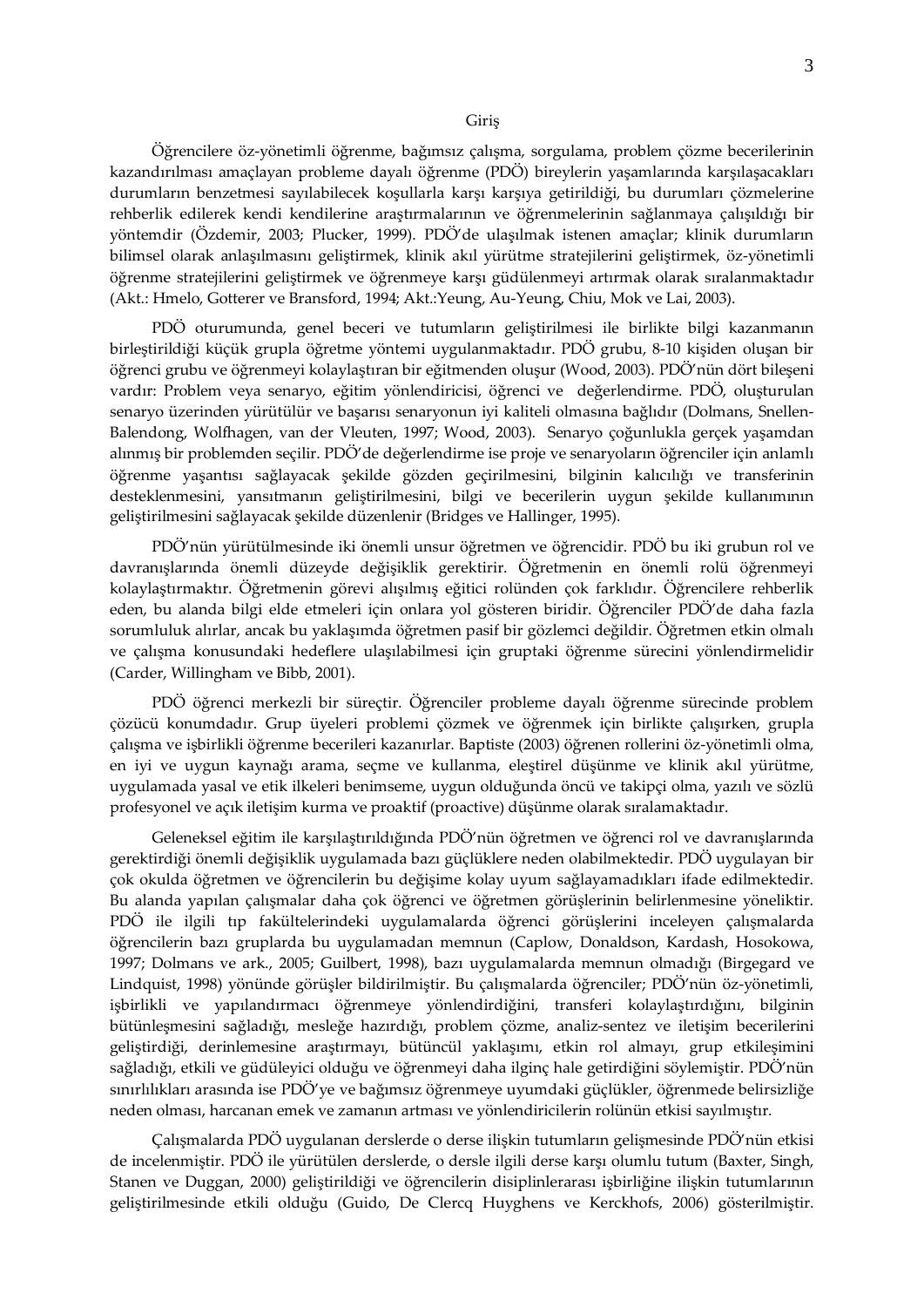## Giriş

Öğrencilere öz-yönetimli öğrenme, bağımsız çalışma, sorgulama, problem çözme becerilerinin kazandırılması amaçlayan probleme dayalı öğrenme (PDÖ) bireylerin yaşamlarında karşılaşacakları durumların benzetmesi sayılabilecek koşullarla karşı karşıya getirildiği, bu durumları çözmelerine rehberlik edilerek kendi kendilerine araştırmalarının ve öğrenmelerinin sağlanmaya çalışıldığı bir yöntemdir (Özdemir, 2003; Plucker, 1999). PDÖ'de ulaşılmak istenen amaçlar; klinik durumların bilimsel olarak anlaşılmasını geliştirmek, klinik akıl yürütme stratejilerini geliştirmek, öz-yönetimli öğrenme stratejilerini geliştirmek ve öğrenmeye karşı güdülenmeyi artırmak olarak sıralanmaktadır (Akt.: Hmelo, Gotterer ve Bransford, 1994; Akt.:Yeung, Au-Yeung, Chiu, Mok ve Lai, 2003).

PDÖ oturumunda, genel beceri ve tutumların geliştirilmesi ile birlikte bilgi kazanmanın birleştirildiği küçük grupla öğretme yöntemi uygulanmaktadır. PDÖ grubu, 8-10 kişiden oluşan bir öğrenci grubu ve öğrenmeyi kolaylaştıran bir eğitmenden oluşur (Wood, 2003). PDÖ'nün dört bileşeni vardır: Problem veya senaryo, eğitim yönlendiricisi, öğrenci ve değerlendirme. PDÖ, oluşturulan senaryo üzerinden yürütülür ve başarısı senaryonun iyi kaliteli olmasına bağlıdır (Dolmans, Snellen-Balendong, Wolfhagen, van der Vleuten, 1997; Wood, 2003). Senaryo çoğunlukla gerçek yaşamdan alınmış bir problemden seçilir. PDÖ'de değerlendirme ise proje ve senaryoların öğrenciler için anlamlı öğrenme yaşantısı sağlayacak şekilde gözden geçirilmesini, bilginin kalıcılığı ve transferinin desteklenmesini, yansıtmanın geliştirilmesini, bilgi ve becerilerin uygun şekilde kullanımının geliştirilmesini sağlayacak şekilde düzenlenir (Bridges ve Hallinger, 1995).

PDÖ'nün yürütülmesinde iki önemli unsur öğretmen ve öğrencidir. PDÖ bu iki grubun rol ve davranışlarında önemli düzeyde değişiklik gerektirir. Öğretmenin en önemli rolü öğrenmeyi kolaylaştırmaktır. Öğretmenin görevi alışılmış eğitici rolünden çok farklıdır. Öğrencilere rehberlik eden, bu alanda bilgi elde etmeleri için onlara yol gösteren biridir. Öğrenciler PDÖ'de daha fazla sorumluluk alırlar, ancak bu yaklaşımda öğretmen pasif bir gözlemci değildir. Öğretmen etkin olmalı ve çalışma konusundaki hedeflere ulaşılabilmesi için gruptaki öğrenme sürecini yönlendirmelidir (Carder, Willingham ve Bibb, 2001).

PDÖ öğrenci merkezli bir süreçtir. Öğrenciler probleme dayalı öğrenme sürecinde problem çözücü konumdadır. Grup üyeleri problemi çözmek ve öğrenmek için birlikte çalışırken, grupla çalışma ve işbirlikli öğrenme becerileri kazanırlar. Baptiste (2003) öğrenen rollerini öz-yönetimli olma, en iyi ve uygun kaynağı arama, seçme ve kullanma, eleştirel düşünme ve klinik akıl yürütme, uygulamada yasal ve etik ilkeleri benimseme, uygun olduğunda öncü ve takipçi olma, yazılı ve sözlü profesyonel ve açık iletişim kurma ve proaktif (proactive) düşünme olarak sıralamaktadır.

Geleneksel eğitim ile karşılaştırıldığında PDÖ'nün öğretmen ve öğrenci rol ve davranışlarında gerektirdiği önemli değişiklik uygulamada bazı güçlüklere neden olabilmektedir. PDÖ uygulayan bir çok okulda öğretmen ve öğrencilerin bu değişime kolay uyum sağlayamadıkları ifade edilmektedir. Bu alanda yapılan çalışmalar daha çok öğrenci ve öğretmen görüşlerinin belirlenmesine yöneliktir. PDÖ ile ilgili tıp fakültelerindeki uygulamalarda öğrenci görüşlerini inceleyen çalışmalarda öğrencilerin bazı gruplarda bu uygulamadan memnun (Caplow, Donaldson, Kardash, Hosokowa, 1997; Dolmans ve ark., 2005; Guilbert, 1998), bazı uygulamalarda memnun olmadığı (Birgegard ve Lindquist, 1998) yönünde görüşler bildirilmiştir. Bu çalışmalarda öğrenciler; PDÖ'nün öz-yönetimli, işbirlikli ve yapılandırmacı öğrenmeye yönlendirdiğini, transferi kolaylaştırdığını, bilginin bütünleşmesini sağladığı, mesleğe hazırdığı, problem çözme, analiz-sentez ve iletişim becerilerini geliştirdiği, derinlemesine araştırmayı, bütüncül yaklaşımı, etkin rol almayı, grup etkileşimini sağladığı, etkili ve güdüleyici olduğu ve öğrenmeyi daha ilginç hale getirdiğini söylemiştir. PDÖ'nün sınırlılıkları arasında ise PDÖ'ye ve bağımsız öğrenmeye uyumdaki güçlükler, öğrenmede belirsizliğe neden olması, harcanan emek ve zamanın artması ve yönlendiricilerin rolünün etkisi sayılmıştır.

Çalışmalarda PDÖ uygulanan derslerde o derse ilişkin tutumların gelişmesinde PDÖ'nün etkisi de incelenmiştir. PDÖ ile yürütülen derslerde, o dersle ilgili derse karşı olumlu tutum (Baxter, Singh, Stanen ve Duggan, 2000) geliştirildiği ve öğrencilerin disiplinlerarası işbirliğine ilişkin tutumlarının geliştirilmesinde etkili olduğu (Guido, De Clercq Huyghens ve Kerckhofs, 2006) gösterilmiştir.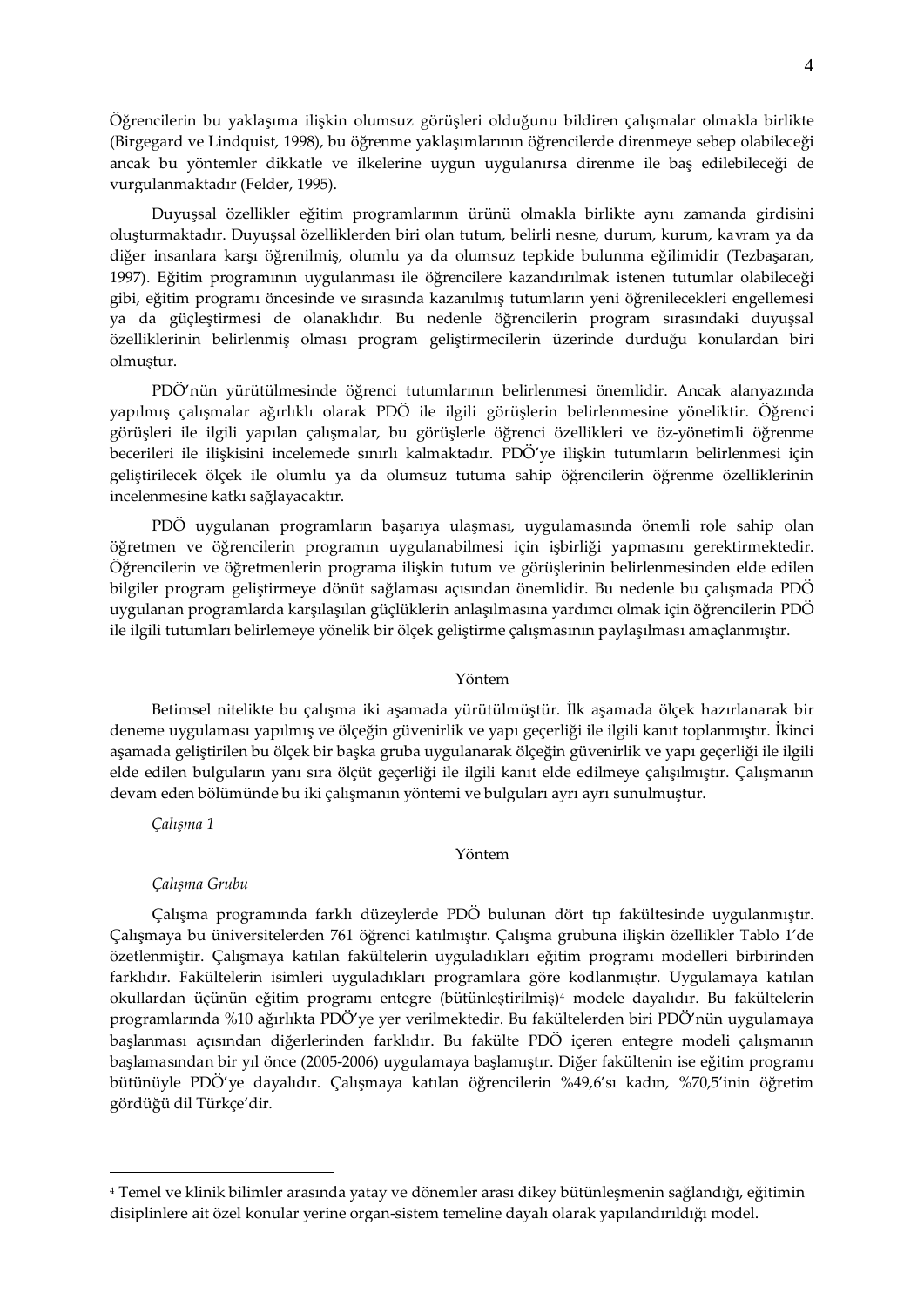Öğrencilerin bu yaklaşıma ilişkin olumsuz görüşleri olduğunu bildiren çalışmalar olmakla birlikte (Birgegard ve Lindquist, 1998), bu öğrenme yaklaşımlarının öğrencilerde direnmeye sebep olabileceği ancak bu yöntemler dikkatle ve ilkelerine uygun uygulanırsa direnme ile baş edilebileceği de vurgulanmaktadır (Felder, 1995).

Duyuşsal özellikler eğitim programlarının ürünü olmakla birlikte aynı zamanda girdisini oluşturmaktadır. Duyuşsal özelliklerden biri olan tutum, belirli nesne, durum, kurum, kavram ya da diğer insanlara karşı öğrenilmiş, olumlu ya da olumsuz tepkide bulunma eğilimidir (Tezbaşaran, 1997). Eğitim programının uygulanması ile öğrencilere kazandırılmak istenen tutumlar olabileceği gibi, eğitim programı öncesinde ve sırasında kazanılmış tutumların yeni öğrenilecekleri engellemesi ya da güçleştirmesi de olanaklıdır. Bu nedenle öğrencilerin program sırasındaki duyuşsal özelliklerinin belirlenmiş olması program geliştirmecilerin üzerinde durduğu konulardan biri olmuştur.

PDÖ'nün yürütülmesinde öğrenci tutumlarının belirlenmesi önemlidir. Ancak alanyazında yapılmış çalışmalar ağırlıklı olarak PDÖ ile ilgili görüşlerin belirlenmesine yöneliktir. Öğrenci görüşleri ile ilgili yapılan çalışmalar, bu görüşlerle öğrenci özellikleri ve öz-yönetimli öğrenme becerileri ile ilişkisini incelemede sınırlı kalmaktadır. PDÖ'ye ilişkin tutumların belirlenmesi için geliştirilecek ölçek ile olumlu ya da olumsuz tutuma sahip öğrencilerin öğrenme özelliklerinin incelenmesine katkı sağlayacaktır.

PDÖ uygulanan programların başarıya ulaşması, uygulamasında önemli role sahip olan öğretmen ve öğrencilerin programın uygulanabilmesi için işbirliği yapmasını gerektirmektedir. Öğrencilerin ve öğretmenlerin programa ilişkin tutum ve görüşlerinin belirlenmesinden elde edilen bilgiler program geliştirmeye dönüt sağlaması açısından önemlidir. Bu nedenle bu çalışmada PDÖ uygulanan programlarda karşılaşılan güçlüklerin anlaşılmasına yardımcı olmak için öğrencilerin PDÖ ile ilgili tutumları belirlemeye yönelik bir ölçek geliştirme çalışmasının paylaşılması amaçlanmıştır.

## Yöntem

Betimsel nitelikte bu çalışma iki aşamada yürütülmüştür. İlk aşamada ölçek hazırlanarak bir deneme uygulaması yapılmış ve ölçeğin güvenirlik ve yapı geçerliği ile ilgili kanıt toplanmıştır. İkinci aşamada geliştirilen bu ölçek bir başka gruba uygulanarak ölçeğin güvenirlik ve yapı geçerliği ile ilgili elde edilen bulguların yanı sıra ölçüt geçerliği ile ilgili kanıt elde edilmeye çalışılmıştır. Çalışmanın devam eden bölümünde bu iki çalışmanın yöntemi ve bulguları ayrı ayrı sunulmuştur.

*Çalışma 1*

### Yöntem

*Çalışma Grubu*

Çalışma programında farklı düzeylerde PDÖ bulunan dört tıp fakültesinde uygulanmıştır. Çalışmaya bu üniversitelerden 761 öğrenci katılmıştır. Çalışma grubuna ilişkin özellikler Tablo 1'de özetlenmiştir. Çalışmaya katılan fakültelerin uyguladıkları eğitim programı modelleri birbirinden farklıdır. Fakültelerin isimleri uyguladıkları programlara göre kodlanmıştır. Uygulamaya katılan okullardan üçünün eğitim programı entegre (bütünleştirilmiş)[4] modele dayalıdır. Bu fakültelerin programlarında %10 ağırlıkta PDÖ'ye yer verilmektedir. Bu fakültelerden biri PDÖ'nün uygulamaya başlanması açısından diğerlerinden farklıdır. Bu fakülte PDÖ içeren entegre modeli çalışmanın başlamasından bir yıl önce (2005-2006) uygulamaya başlamıştır. Diğer fakültenin ise eğitim programı bütünüyle PDÖ'ye dayalıdır. Çalışmaya katılan öğrencilerin %49,6'sı kadın, %70,5'inin öğretim gördüğü dil Türkçe'dir.

---

[4] Temel ve klinik bilimler arasında yatay ve dönemler arası dikey bütünleşmenin sağlandığı, eğitimin disiplinlere ait özel konular yerine organ-sistem temeline dayalı olarak yapılandırıldığı model.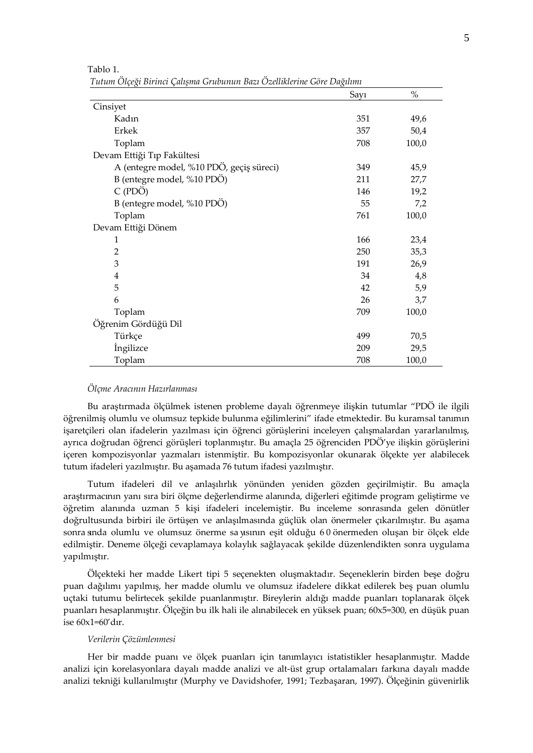Tablo 1.

*Tutum Ölçeği Birinci Çalışma Grubunun Bazı Özelliklerine Göre Dağılımı*

| | Sayı | % |
|---|---|---|
| Cinsiyet | | |
| Kadın | 351 | 49,6 |
| Erkek | 357 | 50,4 |
| Toplam | 708 | 100,0 |
| Devam Ettiği Tıp Fakültesi | | |
| A (entegre model, %10 PDÖ, geçiş süreci) | 349 | 45,9 |
| B (entegre model, %10 PDÖ) | 211 | 27,7 |
| C (PDÖ) | 146 | 19,2 |
| B (entegre model, %10 PDÖ) | 55 | 7,2 |
| Toplam | 761 | 100,0 |
| Devam Ettiği Dönem | | |
| 1 | 166 | 23,4 |
| 2 | 250 | 35,3 |
| 3 | 191 | 26,9 |
| 4 | 34 | 4,8 |
| 5 | 42 | 5,9 |
| 6 | 26 | 3,7 |
| Toplam | 709 | 100,0 |
| Öğrenim Gördüğü Dil | | |
| Türkçe | 499 | 70,5 |
| İngilizce | 209 | 29,5 |
| Toplam | 708 | 100,0 |

*Ölçme Aracının Hazırlanması*

Bu araştırmada ölçülmek istenen probleme dayalı öğrenmeye ilişkin tutumlar "PDÖ ile ilgili öğrenilmiş olumlu ve olumsuz tepkide bulunma eğilimlerini" ifade etmektedir. Bu kuramsal tanımın işaretçileri olan ifadelerin yazılması için öğrenci görüşlerini inceleyen çalışmalardan yararlanılmış, ayrıca doğrudan öğrenci görüşleri toplanmıştır. Bu amaçla 25 öğrenciden PDÖ'ye ilişkin görüşlerini içeren kompozisyonlar yazmaları istenmiştir. Bu kompozisyonlar okunarak ölçekte yer alabilecek tutum ifadeleri yazılmıştır. Bu aşamada 76 tutum ifadesi yazılmıştır.

Tutum ifadeleri dil ve anlaşılırlık yönünden yeniden gözden geçirilmiştir. Bu amaçla araştırmacının yanı sıra biri ölçme değerlendirme alanında, diğerleri eğitimde program geliştirme ve öğretim alanında uzman 5 kişi ifadeleri incelemiştir. Bu inceleme sonrasında gelen dönütler doğrultusunda birbiri ile örtüşen ve anlaşılmasında güçlük olan önermeler çıkarılmıştır. Bu aşama sonrasında olumlu ve olumsuz önerme sayısının eşit olduğu 60 önermeden oluşan bir ölçek elde edilmiştir. Deneme ölçeği cevaplamaya kolaylık sağlayacak şekilde düzenlendikten sonra uygulama yapılmıştır.

Ölçekteki her madde Likert tipi 5 seçenekten oluşmaktadır. Seçeneklerin birden beşe doğru puan dağılımı yapılmış, her madde olumlu ve olumsuz ifadelere dikkat edilerek beş puan olumlu uçtaki tutumu belirtecek şekilde puanlanmıştır. Bireylerin aldığı madde puanları toplanarak ölçek puanları hesaplanmıştır. Ölçeğin bu ilk hali ile alınabilecek en yüksek puan; 60x5=300, en düşük puan ise 60x1=60'dır.

*Verilerin Çözümlenmesi*

Her bir madde puanı ve ölçek puanları için tanımlayıcı istatistikler hesaplanmıştır. Madde analizi için korelasyonlara dayalı madde analizi ve alt-üst grup ortalamaları farkına dayalı madde analizi tekniği kullanılmıştır (Murphy ve Davidshofer, 1991; Tezbaşaran, 1997). Ölçeğinin güvenirlik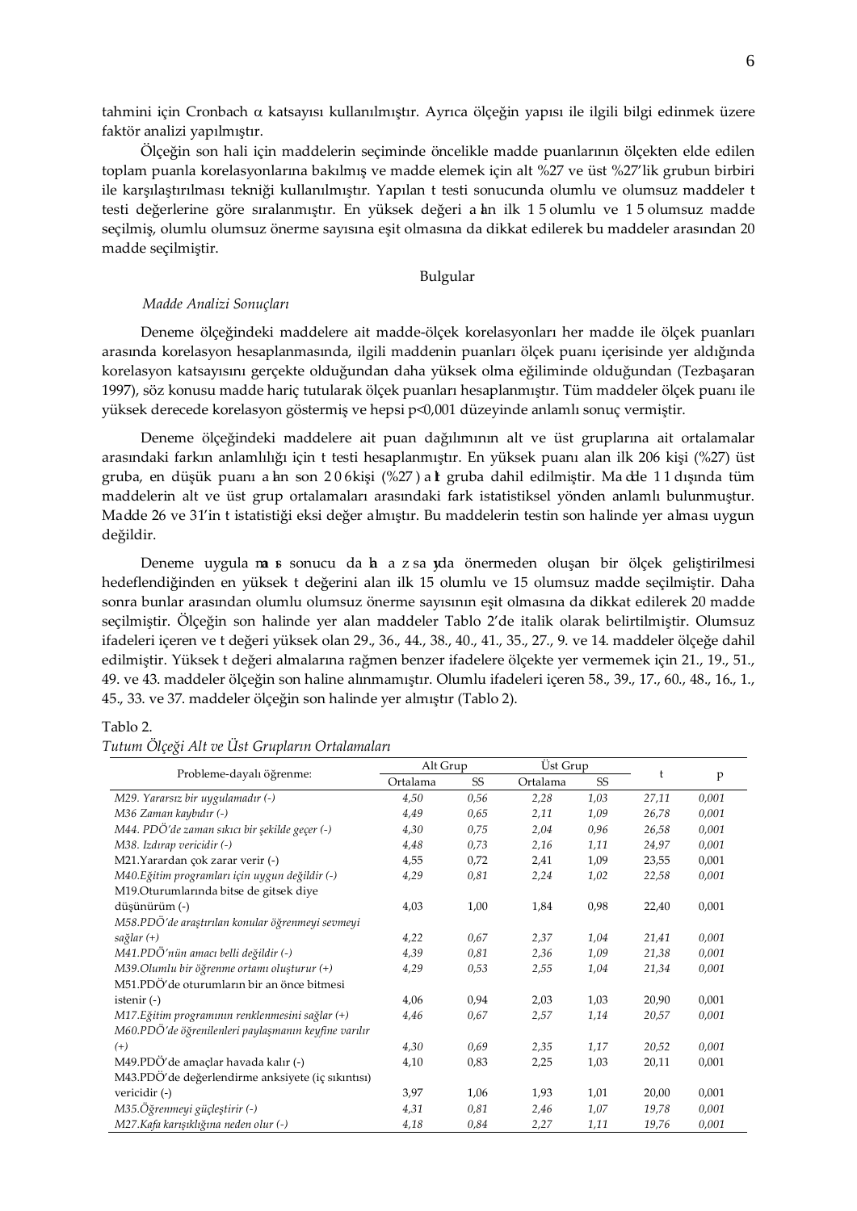tahmini için Cronbach $\alpha$ katsayısı kullanılmıştır. Ayrıca ölçeğin yapısı ile ilgili bilgi edinmek üzere faktör analizi yapılmıştır.

Ölçeğin son hali için maddelerin seçiminde öncelikle madde puanlarının ölçekten elde edilen toplam puanla korelasyonlarına bakılmış ve madde elemek için alt %27 ve üst %27'lik grubun birbiri ile karşılaştırılması tekniği kullanılmıştır. Yapılan t testi sonucunda olumlu ve olumsuz maddeler t testi değerlerine göre sıralanmıştır. En yüksek değeri alan ilk 15 olumlu ve 15 olumsuz madde seçilmiş, olumlu olumsuz önerme sayısına eşit olmasına da dikkat edilerek bu maddeler arasından 20 madde seçilmiştir.

## Bulgular

### *Madde Analizi Sonuçları*

Deneme ölçeğindeki maddelere ait madde-ölçek korelasyonları her madde ile ölçek puanları arasında korelasyon hesaplanmasında, ilgili maddenin puanları ölçek puanı içerisinde yer aldığında korelasyon katsayısını gerçekte olduğundan daha yüksek olma eğiliminde olduğundan (Tezbaşaran 1997), söz konusu madde hariç tutularak ölçek puanları hesaplanmıştır. Tüm maddeler ölçek puanı ile yüksek derecede korelasyon göstermiş ve hepsi p<0,001 düzeyinde anlamlı sonuç vermiştir.

Deneme ölçeğindeki maddelere ait puan dağılımının alt ve üst gruplarına ait ortalamalar arasındaki farkın anlamlılığı için t testi hesaplanmıştır. En yüksek puanı alan ilk 206 kişi (%27) üst gruba, en düşük puanı alan son 206 kişi (%27) alt gruba dahil edilmiştir. Madde 11 dışında tüm maddelerin alt ve üst grup ortalamaları arasındaki fark istatistiksel yönden anlamlı bulunmuştur. Madde 26 ve 31'in t istatistiği eksi değer almıştır. Bu maddelerin testin son halinde yer alması uygun değildir.

Deneme uygulaması sonucu daha az sayıda önermeden oluşan bir ölçek geliştirilmesi hedeflendiğinden en yüksek t değerini alan ilk 15 olumlu ve 15 olumsuz madde seçilmiştir. Daha sonra bunlar arasından olumlu olumsuz önerme sayısının eşit olmasına da dikkat edilerek 20 madde seçilmiştir. Ölçeğin son halinde yer alan maddeler Tablo 2'de italik olarak belirtilmiştir. Olumsuz ifadeleri içeren ve t değeri yüksek olan 29., 36., 44., 38., 40., 41., 35., 27., 9. ve 14. maddeler ölçeğe dahil edilmiştir. Yüksek t değeri almalarına rağmen benzer ifadelere ölçekte yer vermemek için 21., 19., 51., 49. ve 43. maddeler ölçeğin son haline alınmamıştır. Olumlu ifadeleri içeren 58., 39., 17., 60., 48., 16., 1., 45., 33. ve 37. maddeler ölçeğin son halinde yer almıştır (Tablo 2).

Tablo 2.
*Tutum Ölçeği Alt ve Üst Grupların Ortalamaları*

| Probleme-dayalı öğrenme: | Alt Grup | | Üst Grup | | t | p |
|---|---|---|---|---|---|---|
| | Ortalama | SS | Ortalama | SS | | |
| *M29. Yararsız bir uygulamadır (-)* | *4,50* | *0,56* | *2,28* | *1,03* | *27,11* | *0,001* |
| *M36 Zaman kaybıdır (-)* | *4,49* | *0,65* | *2,11* | *1,09* | *26,78* | *0,001* |
| *M44. PDÖ'de zaman sıkıcı bir şekilde geçer (-)* | *4,30* | *0,75* | *2,04* | *0,96* | *26,58* | *0,001* |
| *M38. Izdırap vericidir (-)* | *4,48* | *0,73* | *2,16* | *1,11* | *24,97* | *0,001* |
| M21.Yarardan çok zarar verir (-) | 4,55 | 0,72 | 2,41 | 1,09 | 23,55 | 0,001 |
| *M40.Eğitim programları için uygun değildir (-)* | *4,29* | *0,81* | *2,24* | *1,02* | *22,58* | *0,001* |
| M19.Oturumlarında bitse de gitsek diye düşünürüm (-) | 4,03 | 1,00 | 1,84 | 0,98 | 22,40 | 0,001 |
| *M58.PDÖ'de araştırılan konular öğrenmeyi sevmeyi sağlar (+)* | *4,22* | *0,67* | *2,37* | *1,04* | *21,41* | *0,001* |
| *M41.PDÖ'nün amacı belli değildir (-)* | *4,39* | *0,81* | *2,36* | *1,09* | *21,38* | *0,001* |
| *M39.Olumlu bir öğrenme ortamı oluşturur (+)* | *4,29* | *0,53* | *2,55* | *1,04* | *21,34* | *0,001* |
| M51.PDÖ'de oturumların bir an önce bitmesi istenir (-) | 4,06 | 0,94 | 2,03 | 1,03 | 20,90 | 0,001 |
| *M17.Eğitim programının renklenmesini sağlar (+)* | *4,46* | *0,67* | *2,57* | *1,14* | *20,57* | *0,001* |
| *M60.PDÖ'de öğrenilenleri paylaşmanın keyfine varılır (+)* | *4,30* | *0,69* | *2,35* | *1,17* | *20,52* | *0,001* |
| M49.PDÖ'de amaçlar havada kalır (-) | 4,10 | 0,83 | 2,25 | 1,03 | 20,11 | 0,001 |
| M43.PDÖ'de değerlendirme anksiyete (iç sıkıntısı) vericidir (-) | 3,97 | 1,06 | 1,93 | 1,01 | 20,00 | 0,001 |
| *M35.Öğrenmeyi güçleştirir (-)* | *4,31* | *0,81* | *2,46* | *1,07* | *19,78* | *0,001* |
| *M27.Kafa karışıklığına neden olur (-)* | *4,18* | *0,84* | *2,27* | *1,11* | *19,76* | *0,001* |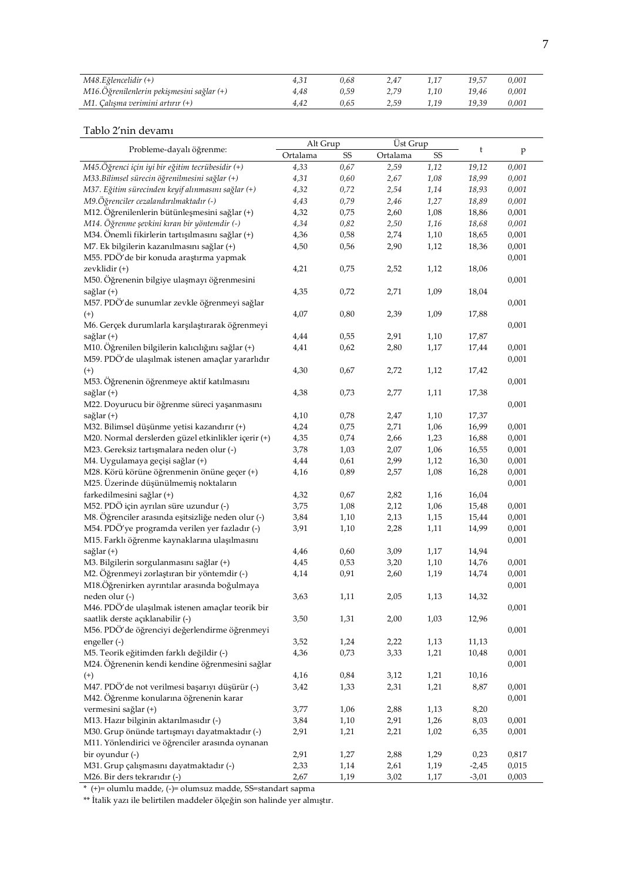| | | | | | | |
|---|---|---|---|---|---|---|
| *M48.Eğlencelidir (+)* | *4,31* | *0,68* | *2,47* | *1,17* | *19,57* | *0,001* |
| *M16.Öğrenilenlerin pekişmesini sağlar (+)* | *4,48* | *0,59* | *2,79* | *1,10* | *19,46* | *0,001* |
| *M1. Çalışma verimini artırır (+)* | *4,42* | *0,65* | *2,59* | *1,19* | *19,39* | *0,001* |

Tablo 2'nin devamı

| Probleme-dayalı öğrenme: | Alt Grup | | Üst Grup | | t | p |
|---|---|---|---|---|---|---|
| | Ortalama | SS | Ortalama | SS | | |
| *M45.Öğrenci için iyi bir eğitim tecrübesidir (+)* | *4,33* | *0,67* | *2,59* | *1,12* | *19,12* | *0,001* |
| *M33.Bilimsel sürecin öğrenilmesini sağlar (+)* | *4,31* | *0,60* | *2,67* | *1,08* | *18,99* | *0,001* |
| *M37. Eğitim sürecinden keyif alınmasını sağlar (+)* | *4,32* | *0,72* | *2,54* | *1,14* | *18,93* | *0,001* |
| *M9.Öğrenciler cezalandırılmaktadır (-)* | *4,43* | *0,79* | *2,46* | *1,27* | *18,89* | *0,001* |
| M12. Öğrenilenlerin bütünleşmesini sağlar (+) | 4,32 | 0,75 | 2,60 | 1,08 | 18,86 | 0,001 |
| *M14. Öğrenme şevkini kıran bir yöntemdir (-)* | *4,34* | *0,82* | *2,50* | *1,16* | *18,68* | *0,001* |
| M34. Önemli fikirlerin tartışılmasını sağlar (+) | 4,36 | 0,58 | 2,74 | 1,10 | 18,65 | 0,001 |
| M7. Ek bilgilerin kazanılmasını sağlar (+) | 4,50 | 0,56 | 2,90 | 1,12 | 18,36 | 0,001 |
| M55. PDÖ'de bir konuda araştırma yapmak zevklidir (+) | 4,21 | 0,75 | 2,52 | 1,12 | 18,06 | 0,001 |
| M50. Öğrenenin bilgiye ulaşmayı öğrenmesini sağlar (+) | 4,35 | 0,72 | 2,71 | 1,09 | 18,04 | 0,001 |
| M57. PDÖ'de sunumlar zevkle öğrenmeyi sağlar (+) | 4,07 | 0,80 | 2,39 | 1,09 | 17,88 | 0,001 |
| M6. Gerçek durumlarla karşılaştırarak öğrenmeyi sağlar (+) | 4,44 | 0,55 | 2,91 | 1,10 | 17,87 | 0,001 |
| M10. Öğrenilen bilgilerin kalıcılığını sağlar (+) | 4,41 | 0,62 | 2,80 | 1,17 | 17,44 | 0,001 |
| M59. PDÖ'de ulaşılmak istenen amaçlar yararlıdır (+) | 4,30 | 0,67 | 2,72 | 1,12 | 17,42 | 0,001 |
| M53. Öğrenenin öğrenmeye aktif katılmasını sağlar (+) | 4,38 | 0,73 | 2,77 | 1,11 | 17,38 | 0,001 |
| M22. Doyurucu bir öğrenme süreci yaşanmasını sağlar (+) | 4,10 | 0,78 | 2,47 | 1,10 | 17,37 | 0,001 |
| M32. Bilimsel düşünme yetisi kazandırır (+) | 4,24 | 0,75 | 2,71 | 1,06 | 16,99 | 0,001 |
| M20. Normal derslerden güzel etkinlikler içerir (+) | 4,35 | 0,74 | 2,66 | 1,23 | 16,88 | 0,001 |
| M23. Gereksiz tartışmalara neden olur (-) | 3,78 | 1,03 | 2,07 | 1,06 | 16,55 | 0,001 |
| M4. Uygulamaya geçişi sağlar (+) | 4,44 | 0,61 | 2,99 | 1,12 | 16,30 | 0,001 |
| M28. Körü körüne öğrenmenin önüne geçer (+) | 4,16 | 0,89 | 2,57 | 1,08 | 16,28 | 0,001 |
| M25. Üzerinde düşünülmemiş noktaların farkedilmesini sağlar (+) | 4,32 | 0,67 | 2,82 | 1,16 | 16,04 | 0,001 |
| M52. PDÖ için ayrılan süre uzundur (-) | 3,75 | 1,08 | 2,12 | 1,06 | 15,48 | 0,001 |
| M8. Öğrenciler arasında eşitsizliğe neden olur (-) | 3,84 | 1,10 | 2,13 | 1,15 | 15,44 | 0,001 |
| M54. PDÖ'ye programda verilen yer fazladır (-) | 3,91 | 1,10 | 2,28 | 1,11 | 14,99 | 0,001 |
| M15. Farklı öğrenme kaynaklarına ulaşılmasını sağlar (+) | 4,46 | 0,60 | 3,09 | 1,17 | 14,94 | 0,001 |
| M3. Bilgilerin sorgulanmasını sağlar (+) | 4,45 | 0,53 | 3,20 | 1,10 | 14,76 | 0,001 |
| M2. Öğrenmeyi zorlaştıran bir yöntemdir (-) | 4,14 | 0,91 | 2,60 | 1,19 | 14,74 | 0,001 |
| M18.Öğrenirken ayrıntılar arasında boğulmaya neden olur (-) | 3,63 | 1,11 | 2,05 | 1,13 | 14,32 | 0,001 |
| M46. PDÖ'de ulaşılmak istenen amaçlar teorik bir saatlik derste açıklanabilir (-) | 3,50 | 1,31 | 2,00 | 1,03 | 12,96 | 0,001 |
| M56. PDÖ'de öğrenciyi değerlendirme öğrenmeyi engeller (-) | 3,52 | 1,24 | 2,22 | 1,13 | 11,13 | 0,001 |
| M5. Teorik eğitimden farklı değildir (-) | 4,36 | 0,73 | 3,33 | 1,21 | 10,48 | 0,001 |
| M24. Öğrenenin kendi kendine öğrenmesini sağlar (+) | 4,16 | 0,84 | 3,12 | 1,21 | 10,16 | 0,001 |
| M47. PDÖ'de not verilmesi başarıyı düşürür (-) | 3,42 | 1,33 | 2,31 | 1,21 | 8,87 | 0,001 |
| M42. Öğrenme konularına öğrenenin karar vermesini sağlar (+) | 3,77 | 1,06 | 2,88 | 1,13 | 8,20 | 0,001 |
| M13. Hazır bilginin aktarılmasıdır (-) | 3,84 | 1,10 | 2,91 | 1,26 | 8,03 | 0,001 |
| M30. Grup önünde tartışmayı dayatmaktadır (-) | 2,91 | 1,21 | 2,21 | 1,02 | 6,35 | 0,001 |
| M11. Yönlendirici ve öğrenciler arasında oynanan bir oyundur (-) | 2,91 | 1,27 | 2,88 | 1,29 | 0,23 | 0,817 |
| M31. Grup çalışmasını dayatmaktadır (-) | 2,33 | 1,14 | 2,61 | 1,19 | -2,45 | 0,015 |
| M26. Bir ders tekrarıdır (-) | 2,67 | 1,19 | 3,02 | 1,17 | -3,01 | 0,003 |

* (+)= olumlu madde, (-)= olumsuz madde, SS=standart sapma

** İtalik yazı ile belirtilen maddeler ölçeğin son halinde yer almıştır.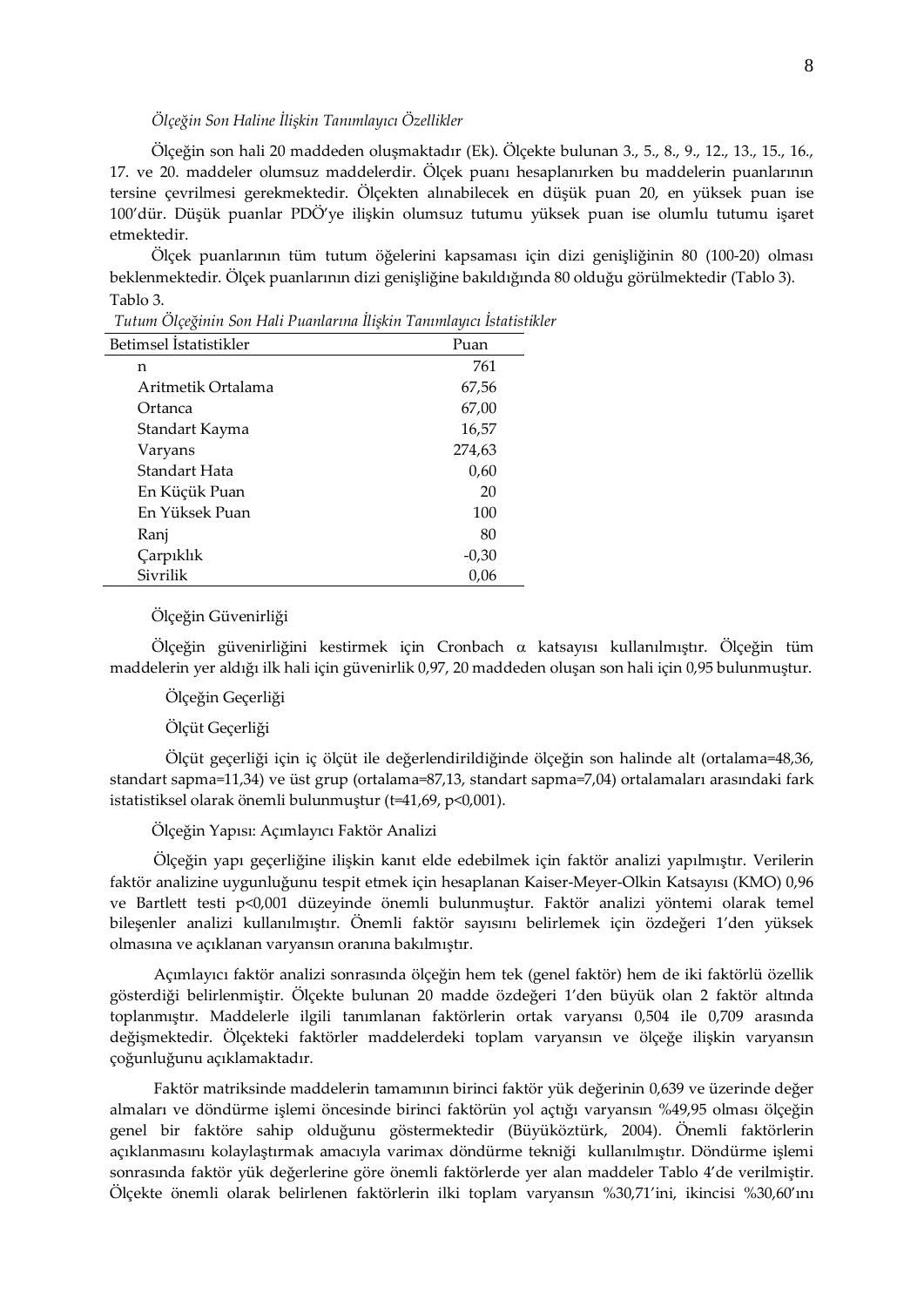*Ölçeğin Son Haline İlişkin Tanımlayıcı Özellikler*

Ölçeğin son hali 20 maddeden oluşmaktadır (Ek). Ölçekte bulunan 3., 5., 8., 9., 12., 13., 15., 16., 17. ve 20. maddeler olumsuz maddelerdir. Ölçek puanı hesaplanırken bu maddelerin puanlarının tersine çevrilmesi gerekmektedir. Ölçekten alınabilecek en düşük puan 20, en yüksek puan ise 100'dür. Düşük puanlar PDÖ'ye ilişkin olumsuz tutumu yüksek puan ise olumlu tutumu işaret etmektedir.

Ölçek puanlarının tüm tutum öğelerini kapsaması için dizi genişliğinin 80 (100-20) olması beklenmektedir. Ölçek puanlarının dizi genişliğine bakıldığında 80 olduğu görülmektedir (Tablo 3).

Tablo 3.

*Tutum Ölçeğinin Son Hali Puanlarına İlişkin Tanımlayıcı İstatistikler*

| Betimsel İstatistikler | Puan |
|---|---|
| n | 761 |
| Aritmetik Ortalama | 67,56 |
| Ortanca | 67,00 |
| Standart Kayma | 16,57 |
| Varyans | 274,63 |
| Standart Hata | 0,60 |
| En Küçük Puan | 20 |
| En Yüksek Puan | 100 |
| Ranj | 80 |
| Çarpıklık | -0,30 |
| Sivrilik | 0,06 |

Ölçeğin Güvenirliği

Ölçeğin güvenirliğini kestirmek için Cronbach $\alpha$ katsayısı kullanılmıştır. Ölçeğin tüm maddelerin yer aldığı ilk hali için güvenirlik 0,97, 20 maddeden oluşan son hali için 0,95 bulunmuştur.

Ölçeğin Geçerliği

Ölçüt Geçerliği

Ölçüt geçerliği için iç ölçüt ile değerlendirildiğinde ölçeğin son halinde alt (ortalama=48,36, standart sapma=11,34) ve üst grup (ortalama=87,13, standart sapma=7,04) ortalamaları arasındaki fark istatistiksel olarak önemli bulunmuştur ($t$=41,69, $p$<0,001).

Ölçeğin Yapısı: Açımlayıcı Faktör Analizi

Ölçeğin yapı geçerliğine ilişkin kanıt elde edebilmek için faktör analizi yapılmıştır. Verilerin faktör analizine uygunluğunu tespit etmek için hesaplanan Kaiser-Meyer-Olkin Katsayısı (KMO) 0,96 ve Bartlett testi $p$<0,001 düzeyinde önemli bulunmuştur. Faktör analizi yöntemi olarak temel bileşenler analizi kullanılmıştır. Önemli faktör sayısını belirlemek için özdeğeri 1'den yüksek olmasına ve açıklanan varyansın oranına bakılmıştır.

Açımlayıcı faktör analizi sonrasında ölçeğin hem tek (genel faktör) hem de iki faktörlü özellik gösterdiği belirlenmiştir. Ölçekte bulunan 20 madde özdeğeri 1'den büyük olan 2 faktör altında toplanmıştır. Maddelerle ilgili tanımlanan faktörlerin ortak varyansı 0,504 ile 0,709 arasında değişmektedir. Ölçekteki faktörler maddelerdeki toplam varyansın ve ölçeğe ilişkin varyansın çoğunluğunu açıklamaktadır.

Faktör matriksinde maddelerin tamamının birinci faktör yük değerinin 0,639 ve üzerinde değer almaları ve döndürme işlemi öncesinde birinci faktörün yol açtığı varyansın %49,95 olması ölçeğin genel bir faktöre sahip olduğunu göstermektedir (Büyüköztürk, 2004). Önemli faktörlerin açıklanmasını kolaylaştırmak amacıyla varimax döndürme tekniği kullanılmıştır. Döndürme işlemi sonrasında faktör yük değerlerine göre önemli faktörlerde yer alan maddeler Tablo 4'de verilmiştir. Ölçekte önemli olarak belirlenen faktörlerin ilki toplam varyansın %30,71'ini, ikincisi %30,60'ını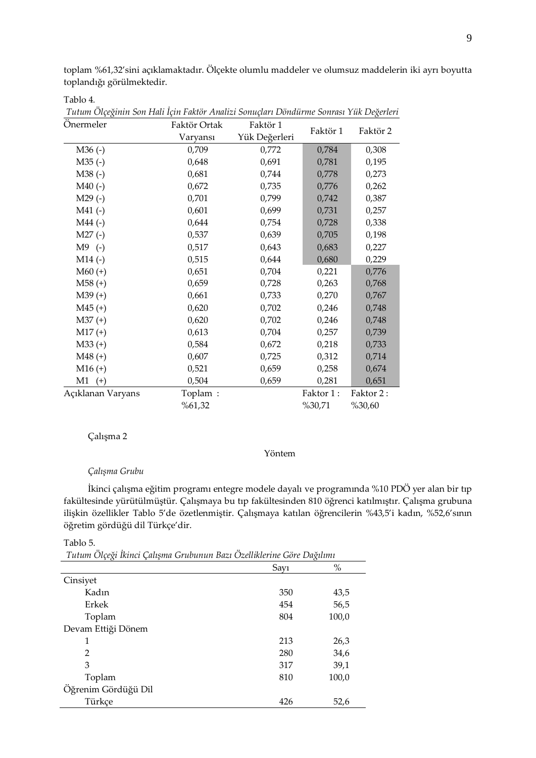toplam %61,32'sini açıklamaktadır. Ölçekte olumlu maddeler ve olumsuz maddelerin iki ayrı boyutta toplandığı görülmektedir.

Tablo 4.

*Tutum Ölçeğinin Son Hali İçin Faktör Analizi Sonuçları Döndürme Sonrası Yük Değerleri*

| Önermeler | Faktör Ortak Varyansı | Faktör 1 Yük Değerleri | Faktör 1 | Faktör 2 |
|---|---|---|---|---|
| M36 (-) | 0,709 | 0,772 | 0,784 | 0,308 |
| M35 (-) | 0,648 | 0,691 | 0,781 | 0,195 |
| M38 (-) | 0,681 | 0,744 | 0,778 | 0,273 |
| M40 (-) | 0,672 | 0,735 | 0,776 | 0,262 |
| M29 (-) | 0,701 | 0,799 | 0,742 | 0,387 |
| M41 (-) | 0,601 | 0,699 | 0,731 | 0,257 |
| M44 (-) | 0,644 | 0,754 | 0,728 | 0,338 |
| M27 (-) | 0,537 | 0,639 | 0,705 | 0,198 |
| M9 (-) | 0,517 | 0,643 | 0,683 | 0,227 |
| M14 (-) | 0,515 | 0,644 | 0,680 | 0,229 |
| M60 (+) | 0,651 | 0,704 | 0,221 | 0,776 |
| M58 (+) | 0,659 | 0,728 | 0,263 | 0,768 |
| M39 (+) | 0,661 | 0,733 | 0,270 | 0,767 |
| M45 (+) | 0,620 | 0,702 | 0,246 | 0,748 |
| M37 (+) | 0,620 | 0,702 | 0,246 | 0,748 |
| M17 (+) | 0,613 | 0,704 | 0,257 | 0,739 |
| M33 (+) | 0,584 | 0,672 | 0,218 | 0,733 |
| M48 (+) | 0,607 | 0,725 | 0,312 | 0,714 |
| M16 (+) | 0,521 | 0,659 | 0,258 | 0,674 |
| M1 (+) | 0,504 | 0,659 | 0,281 | 0,651 |
| Açıklanan Varyans | Toplam : %61,32 | | Faktor 1 : %30,71 | Faktor 2 : %30,60 |

Çalışma 2

Yöntem

*Çalışma Grubu*

İkinci çalışma eğitim programı entegre modele dayalı ve programında %10 PDÖ yer alan bir tıp fakültesinde yürütülmüştür. Çalışmaya bu tıp fakültesinden 810 öğrenci katılmıştır. Çalışma grubuna ilişkin özellikler Tablo 5'de özetlenmiştir. Çalışmaya katılan öğrencilerin %43,5'i kadın, %52,6'sının öğretim gördüğü dil Türkçe'dir.

Tablo 5.

*Tutum Ölçeği İkinci Çalışma Grubunun Bazı Özelliklerine Göre Dağılımı*

| | Sayı | % |
|---|---|---|
| Cinsiyet | | |
| Kadın | 350 | 43,5 |
| Erkek | 454 | 56,5 |
| Toplam | 804 | 100,0 |
| Devam Ettiği Dönem | | |
| 1 | 213 | 26,3 |
| 2 | 280 | 34,6 |
| 3 | 317 | 39,1 |
| Toplam | 810 | 100,0 |
| Öğrenim Gördüğü Dil | | |
| Türkçe | 426 | 52,6 |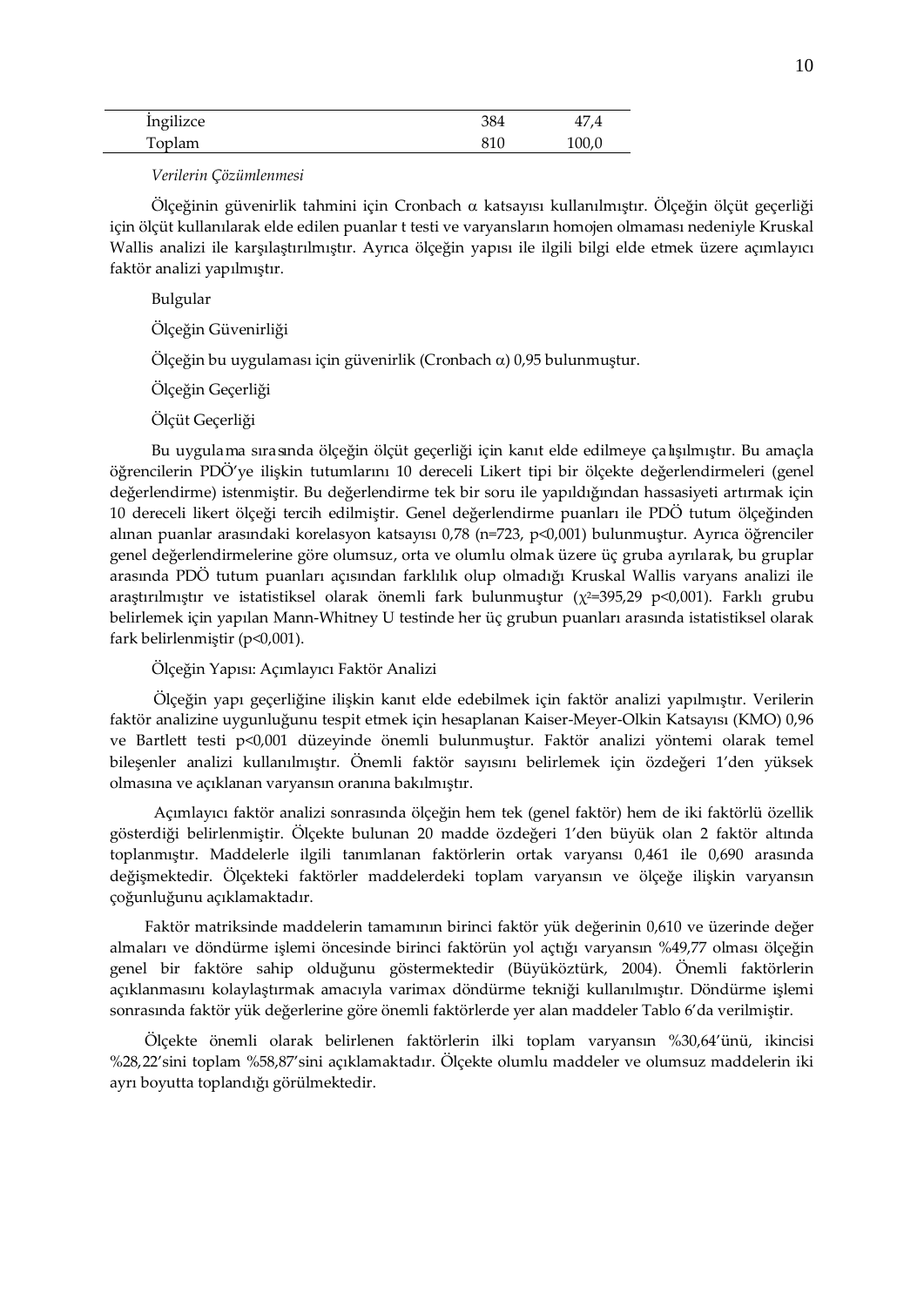| | | |
|---|---|---|
| İngilizce | 384 | 47,4 |
| Toplam | 810 | 100,0 |

*Verilerin Çözümlenmesi*

Ölçeğinin güvenirlik tahmini için Cronbach α katsayısı kullanılmıştır. Ölçeğin ölçüt geçerliği için ölçüt kullanılarak elde edilen puanlar t testi ve varyansların homojen olmaması nedeniyle Kruskal Wallis analizi ile karşılaştırılmıştır. Ayrıca ölçeğin yapısı ile ilgili bilgi elde etmek üzere açımlayıcı faktör analizi yapılmıştır.

Bulgular

Ölçeğin Güvenirliği

Ölçeğin bu uygulaması için güvenirlik (Cronbach α) 0,95 bulunmuştur.

Ölçeğin Geçerliği

Ölçüt Geçerliği

Bu uygulama sırasında ölçeğin ölçüt geçerliği için kanıt elde edilmeye çalışılmıştır. Bu amaçla öğrencilerin PDÖ'ye ilişkin tutumlarını 10 dereceli Likert tipi bir ölçekte değerlendirmeleri (genel değerlendirme) istenmiştir. Bu değerlendirme tek bir soru ile yapıldığından hassasiyeti artırmak için 10 dereceli likert ölçeği tercih edilmiştir. Genel değerlendirme puanları ile PDÖ tutum ölçeğinden alınan puanlar arasındaki korelasyon katsayısı 0,78 (n=723, p<0,001) bulunmuştur. Ayrıca öğrenciler genel değerlendirmelerine göre olumsuz, orta ve olumlu olmak üzere üç gruba ayrılarak, bu gruplar arasında PDÖ tutum puanları açısından farklılık olup olmadığı Kruskal Wallis varyans analizi ile araştırılmıştır ve istatistiksel olarak önemli fark bulunmuştur ($\chi^2$=395,29 p<0,001). Farklı grubu belirlemek için yapılan Mann-Whitney U testinde her üç grubun puanları arasında istatistiksel olarak fark belirlenmiştir (p<0,001).

Ölçeğin Yapısı: Açımlayıcı Faktör Analizi

Ölçeğin yapı geçerliğine ilişkin kanıt elde edebilmek için faktör analizi yapılmıştır. Verilerin faktör analizine uygunluğunu tespit etmek için hesaplanan Kaiser-Meyer-Olkin Katsayısı (KMO) 0,96 ve Bartlett testi p<0,001 düzeyinde önemli bulunmuştur. Faktör analizi yöntemi olarak temel bileşenler analizi kullanılmıştır. Önemli faktör sayısını belirlemek için özdeğeri 1'den yüksek olmasına ve açıklanan varyansın oranına bakılmıştır.

Açımlayıcı faktör analizi sonrasında ölçeğin hem tek (genel faktör) hem de iki faktörlü özellik gösterdiği belirlenmiştir. Ölçekte bulunan 20 madde özdeğeri 1'den büyük olan 2 faktör altında toplanmıştır. Maddelerle ilgili tanımlanan faktörlerin ortak varyansı 0,461 ile 0,690 arasında değişmektedir. Ölçekteki faktörler maddelerdeki toplam varyansın ve ölçeğe ilişkin varyansın çoğunluğunu açıklamaktadır.

Faktör matriksinde maddelerin tamamının birinci faktör yük değerinin 0,610 ve üzerinde değer almaları ve döndürme işlemi öncesinde birinci faktörün yol açtığı varyansın %49,77 olması ölçeğin genel bir faktöre sahip olduğunu göstermektedir (Büyüköztürk, 2004). Önemli faktörlerin açıklanmasını kolaylaştırmak amacıyla varimax döndürme tekniği kullanılmıştır. Döndürme işlemi sonrasında faktör yük değerlerine göre önemli faktörlerde yer alan maddeler Tablo 6'da verilmiştir.

Ölçekte önemli olarak belirlenen faktörlerin ilki toplam varyansın %30,64'ünü, ikincisi %28,22'sini toplam %58,87'sini açıklamaktadır. Ölçekte olumlu maddeler ve olumsuz maddelerin iki ayrı boyutta toplandığı görülmektedir.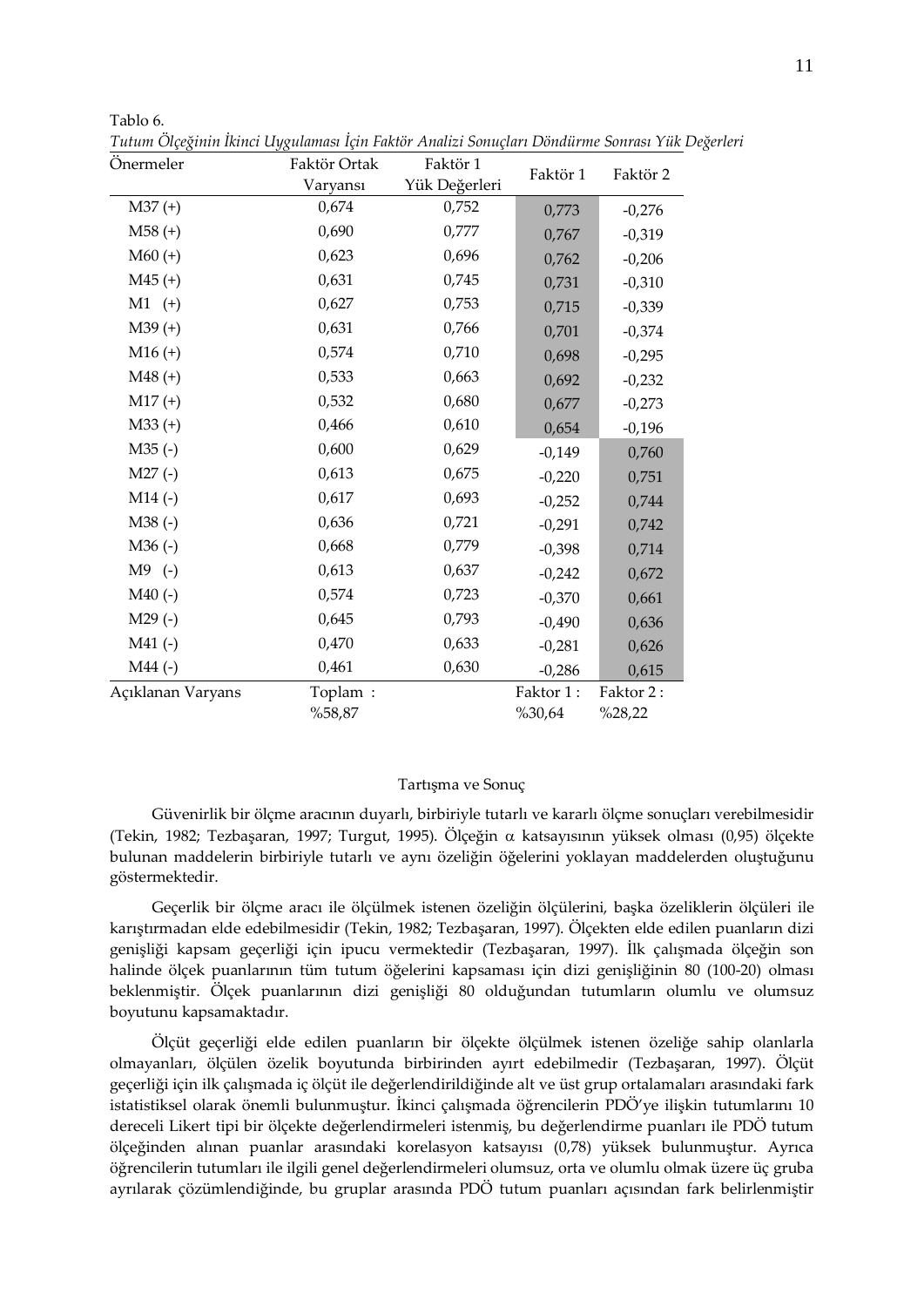Tablo 6.

*Tutum Ölçeğinin İkinci Uygulaması İçin Faktör Analizi Sonuçları Döndürme Sonrası Yük Değerleri*

| Önermeler | Faktör Ortak Varyansı | Faktör 1 Yük Değerleri | Faktör 1 | Faktör 2 |
|---|---|---|---|---|
| M37 (+) | 0,674 | 0,752 | 0,773 | -0,276 |
| M58 (+) | 0,690 | 0,777 | 0,767 | -0,319 |
| M60 (+) | 0,623 | 0,696 | 0,762 | -0,206 |
| M45 (+) | 0,631 | 0,745 | 0,731 | -0,310 |
| M1 (+) | 0,627 | 0,753 | 0,715 | -0,339 |
| M39 (+) | 0,631 | 0,766 | 0,701 | -0,374 |
| M16 (+) | 0,574 | 0,710 | 0,698 | -0,295 |
| M48 (+) | 0,533 | 0,663 | 0,692 | -0,232 |
| M17 (+) | 0,532 | 0,680 | 0,677 | -0,273 |
| M33 (+) | 0,466 | 0,610 | 0,654 | -0,196 |
| M35 (-) | 0,600 | 0,629 | -0,149 | 0,760 |
| M27 (-) | 0,613 | 0,675 | -0,220 | 0,751 |
| M14 (-) | 0,617 | 0,693 | -0,252 | 0,744 |
| M38 (-) | 0,636 | 0,721 | -0,291 | 0,742 |
| M36 (-) | 0,668 | 0,779 | -0,398 | 0,714 |
| M9 (-) | 0,613 | 0,637 | -0,242 | 0,672 |
| M40 (-) | 0,574 | 0,723 | -0,370 | 0,661 |
| M29 (-) | 0,645 | 0,793 | -0,490 | 0,636 |
| M41 (-) | 0,470 | 0,633 | -0,281 | 0,626 |
| M44 (-) | 0,461 | 0,630 | -0,286 | 0,615 |
| Açıklanan Varyans | Toplam : %58,87 | | Faktor 1 : %30,64 | Faktor 2 : %28,22 |

## Tartışma ve Sonuç

Güvenirlik bir ölçme aracının duyarlı, birbiriyle tutarlı ve kararlı ölçme sonuçları verebilmesidir (Tekin, 1982; Tezbaşaran, 1997; Turgut, 1995). Ölçeğin $\alpha$ katsayısının yüksek olması (0,95) ölçekte bulunan maddelerin birbiriyle tutarlı ve aynı özeliğin öğelerini yoklayan maddelerden oluştuğunu göstermektedir.

Geçerlik bir ölçme aracı ile ölçülmek istenen özeliğin ölçülerini, başka özeliklerin ölçüleri ile karıştırmadan elde edebilmesidir (Tekin, 1982; Tezbaşaran, 1997). Ölçekten elde edilen puanların dizi genişliği kapsam geçerliği için ipucu vermektedir (Tezbaşaran, 1997). İlk çalışmada ölçeğin son halinde ölçek puanlarının tüm tutum öğelerini kapsaması için dizi genişliğinin 80 (100-20) olması beklenmiştir. Ölçek puanlarının dizi genişliği 80 olduğundan tutumların olumlu ve olumsuz boyutunu kapsamaktadır.

Ölçüt geçerliği elde edilen puanların bir ölçekte ölçülmek istenen özeliğe sahip olanlarla olmayanları, ölçülen özelik boyutunda birbirinden ayırt edebilmedir (Tezbaşaran, 1997). Ölçüt geçerliği için ilk çalışmada iç ölçüt ile değerlendirildiğinde alt ve üst grup ortalamaları arasındaki fark istatistiksel olarak önemli bulunmuştur. İkinci çalışmada öğrencilerin PDÖ'ye ilişkin tutumlarını 10 dereceli Likert tipi bir ölçekte değerlendirmeleri istenmiş, bu değerlendirme puanları ile PDÖ tutum ölçeğinden alınan puanlar arasındaki korelasyon katsayısı (0,78) yüksek bulunmuştur. Ayrıca öğrencilerin tutumları ile ilgili genel değerlendirmeleri olumsuz, orta ve olumlu olmak üzere üç gruba ayrılarak çözümlendiğinde, bu gruplar arasında PDÖ tutum puanları açısından fark belirlenmiştir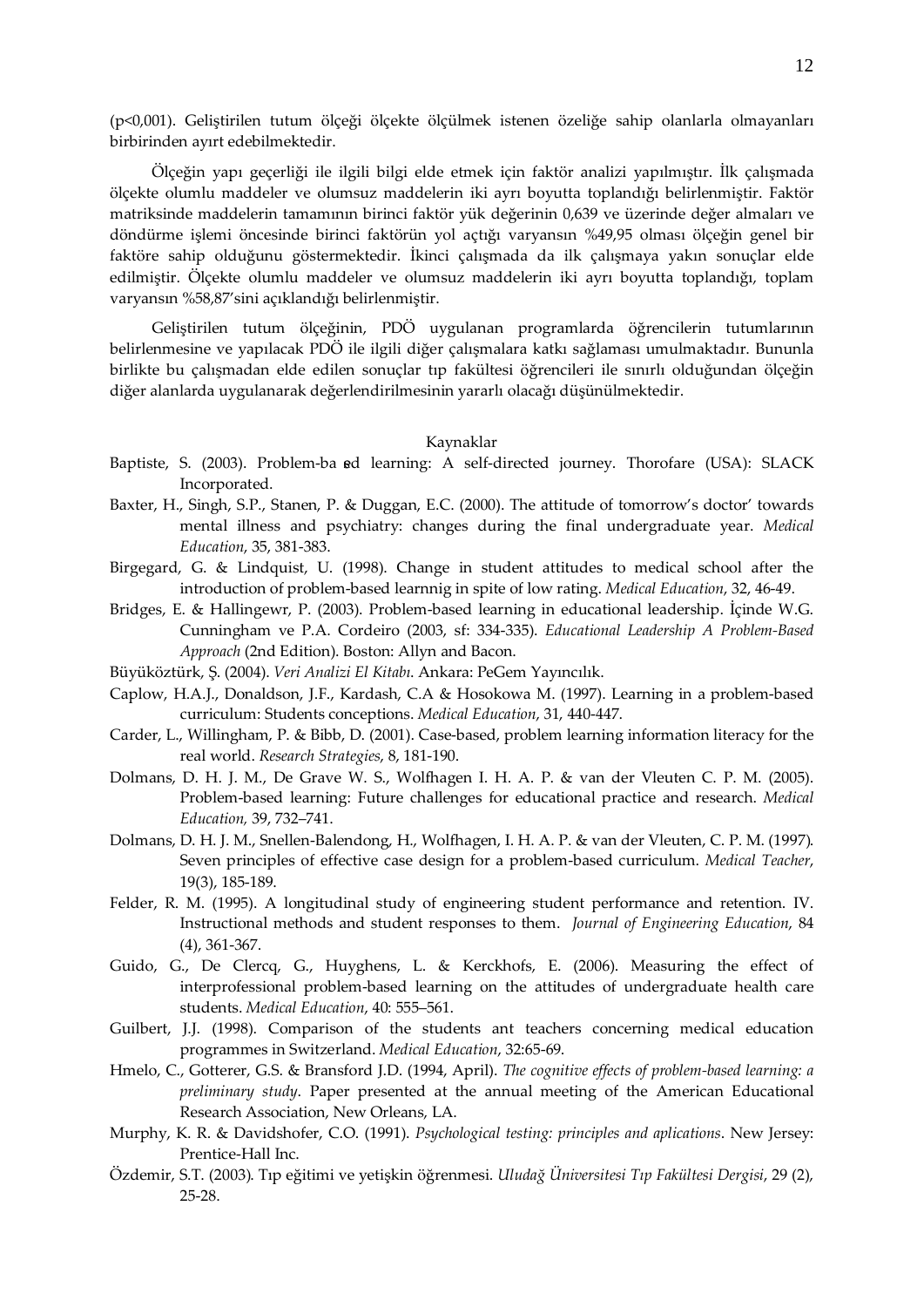(p<0,001). Geliştirilen tutum ölçeği ölçekte ölçülmek istenen özeliğe sahip olanlarla olmayanları birbirinden ayırt edebilmektedir.

Ölçeğin yapı geçerliği ile ilgili bilgi elde etmek için faktör analizi yapılmıştır. İlk çalışmada ölçekte olumlu maddeler ve olumsuz maddelerin iki ayrı boyutta toplandığı belirlenmiştir. Faktör matriksinde maddelerin tamamının birinci faktör yük değerinin 0,639 ve üzerinde değer almaları ve döndürme işlemi öncesinde birinci faktörün yol açtığı varyansın %49,95 olması ölçeğin genel bir faktöre sahip olduğunu göstermektedir. İkinci çalışmada da ilk çalışmaya yakın sonuçlar elde edilmiştir. Ölçekte olumlu maddeler ve olumsuz maddelerin iki ayrı boyutta toplandığı, toplam varyansın %58,87'sini açıklandığı belirlenmiştir.

Geliştirilen tutum ölçeğinin, PDÖ uygulanan programlarda öğrencilerin tutumlarının belirlenmesine ve yapılacak PDÖ ile ilgili diğer çalışmalara katkı sağlaması umulmaktadır. Bununla birlikte bu çalışmadan elde edilen sonuçlar tıp fakültesi öğrencileri ile sınırlı olduğundan ölçeğin diğer alanlarda uygulanarak değerlendirilmesinin yararlı olacağı düşünülmektedir.

## Kaynaklar

Baptiste, S. (2003). Problem-based learning: A self-directed journey. Thorofare (USA): SLACK Incorporated.

Baxter, H., Singh, S.P., Stanen, P. & Duggan, E.C. (2000). The attitude of tomorrow's doctor' towards mental illness and psychiatry: changes during the final undergraduate year. *Medical Education*, 35, 381-383.

Birgegard, G. & Lindquist, U. (1998). Change in student attitudes to medical school after the introduction of problem-based learnnig in spite of low rating. *Medical Education*, 32, 46-49.

Bridges, E. & Hallingewr, P. (2003). Problem-based learning in educational leadership. İçinde W.G. Cunningham ve P.A. Cordeiro (2003, sf: 334-335). *Educational Leadership A Problem-Based Approach* (2nd Edition). Boston: Allyn and Bacon.

Büyüköztürk, Ş. (2004). *Veri Analizi El Kitabı*. Ankara: PeGem Yayıncılık.

Caplow, H.A.J., Donaldson, J.F., Kardash, C.A & Hosokowa M. (1997). Learning in a problem-based curriculum: Students conceptions. *Medical Education*, 31, 440-447.

Carder, L., Willingham, P. & Bibb, D. (2001). Case-based, problem learning information literacy for the real world. *Research Strategies*, 8, 181-190.

Dolmans, D. H. J. M., De Grave W. S., Wolfhagen I. H. A. P. & van der Vleuten C. P. M. (2005). Problem-based learning: Future challenges for educational practice and research. *Medical Education*, 39, 732–741.

Dolmans, D. H. J. M., Snellen-Balendong, H., Wolfhagen, I. H. A. P. & van der Vleuten, C. P. M. (1997). Seven principles of effective case design for a problem-based curriculum. *Medical Teacher*, 19(3), 185-189.

Felder, R. M. (1995). A longitudinal study of engineering student performance and retention. IV. Instructional methods and student responses to them. *Journal of Engineering Education*, 84 (4), 361-367.

Guido, G., De Clercq, G., Huyghens, L. & Kerckhofs, E. (2006). Measuring the effect of interprofessional problem-based learning on the attitudes of undergraduate health care students. *Medical Education*, 40: 555–561.

Guilbert, J.J. (1998). Comparison of the students ant teachers concerning medical education programmes in Switzerland. *Medical Education*, 32:65-69.

Hmelo, C., Gotterer, G.S. & Bransford J.D. (1994, April). *The cognitive effects of problem-based learning: a preliminary study*. Paper presented at the annual meeting of the American Educational Research Association, New Orleans, LA.

Murphy, K. R. & Davidshofer, C.O. (1991). *Psychological testing: principles and aplications*. New Jersey: Prentice-Hall Inc.

Özdemir, S.T. (2003). Tıp eğitimi ve yetişkin öğrenmesi. *Uludağ Üniversitesi Tıp Fakültesi Dergisi*, 29 (2), 25-28.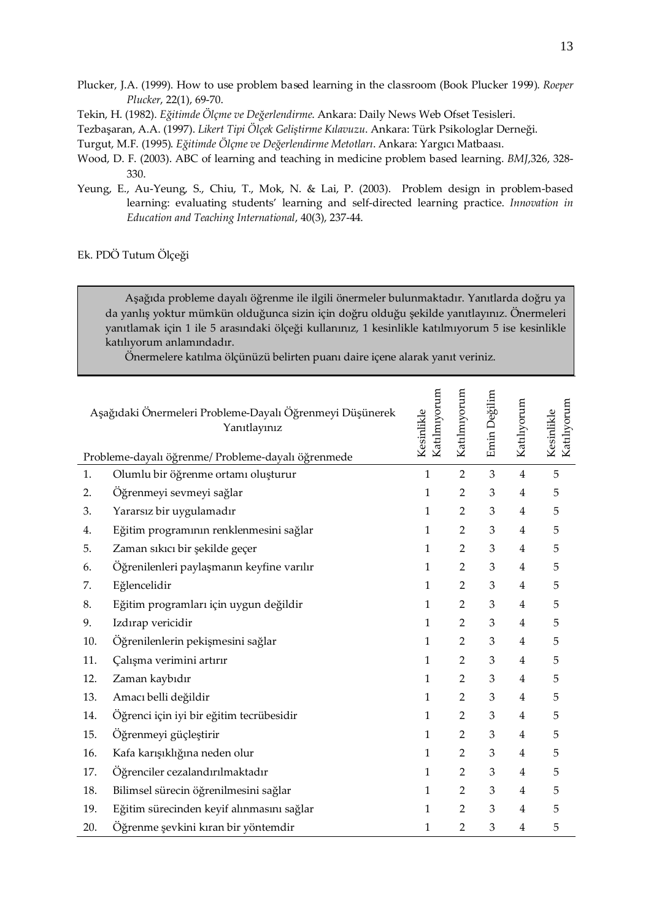Plucker, J.A. (1999). How to use problem based learning in the classroom (Book Plucker 1999). *Roeper Plucker*, 22(1), 69-70.

Tekin, H. (1982). *Eğitimde Ölçme ve Değerlendirme*. Ankara: Daily News Web Ofset Tesisleri.

Tezbaşaran, A.A. (1997). *Likert Tipi Ölçek Geliştirme Kılavuzu*. Ankara: Türk Psikologlar Derneği.

Turgut, M.F. (1995). *Eğitimde Ölçme ve Değerlendirme Metotları*. Ankara: Yargıcı Matbaası.

Wood, D. F. (2003). ABC of learning and teaching in medicine problem based learning. *BMJ*,326, 328-330.

Yeung, E., Au-Yeung, S., Chiu, T., Mok, N. & Lai, P. (2003). Problem design in problem-based learning: evaluating students' learning and self-directed learning practice. *Innovation in Education and Teaching International*, 40(3), 237-44.

Ek. PDÖ Tutum Ölçeği

> Aşağıda probleme dayalı öğrenme ile ilgili önermeler bulunmaktadır. Yanıtlarda doğru ya da yanlış yoktur mümkün olduğunca sizin için doğru olduğu şekilde yanıtlayınız. Önermeleri yanıtlamak için 1 ile 5 arasındaki ölçeği kullanınız, 1 kesinlikle katılmıyorum 5 ise kesinlikle katılıyorum anlamındadır.
>
> Önermelere katılma ölçünüzü belirten puanı daire içene alarak yanıt veriniz.

| Aşağıdaki Önermeleri Probleme-Dayalı Öğrenmeyi Düşünerek Yanıtlayınız<br>Probleme-dayalı öğrenme/ Probleme-dayalı öğrenmede | | Kesinlikle Katılmıyorum | Katılmıyorum | Emin Değilim | Katılıyorum | Kesinlikle Katılıyorum |
|---|---|---|---|---|---|---|
| 1. | Olumlu bir öğrenme ortamı oluşturur | 1 | 2 | 3 | 4 | 5 |
| 2. | Öğrenmeyi sevmeyi sağlar | 1 | 2 | 3 | 4 | 5 |
| 3. | Yararsız bir uygulamadır | 1 | 2 | 3 | 4 | 5 |
| 4. | Eğitim programının renklenmesini sağlar | 1 | 2 | 3 | 4 | 5 |
| 5. | Zaman sıkıcı bir şekilde geçer | 1 | 2 | 3 | 4 | 5 |
| 6. | Öğrenilenleri paylaşmanın keyfine varılır | 1 | 2 | 3 | 4 | 5 |
| 7. | Eğlencelidir | 1 | 2 | 3 | 4 | 5 |
| 8. | Eğitim programları için uygun değildir | 1 | 2 | 3 | 4 | 5 |
| 9. | Izdırap vericidir | 1 | 2 | 3 | 4 | 5 |
| 10. | Öğrenilenlerin pekişmesini sağlar | 1 | 2 | 3 | 4 | 5 |
| 11. | Çalışma verimini artırır | 1 | 2 | 3 | 4 | 5 |
| 12. | Zaman kaybıdır | 1 | 2 | 3 | 4 | 5 |
| 13. | Amacı belli değildir | 1 | 2 | 3 | 4 | 5 |
| 14. | Öğrenci için iyi bir eğitim tecrübesidir | 1 | 2 | 3 | 4 | 5 |
| 15. | Öğrenmeyi güçleştirir | 1 | 2 | 3 | 4 | 5 |
| 16. | Kafa karışıklığına neden olur | 1 | 2 | 3 | 4 | 5 |
| 17. | Öğrenciler cezalandırılmaktadır | 1 | 2 | 3 | 4 | 5 |
| 18. | Bilimsel sürecin öğrenilmesini sağlar | 1 | 2 | 3 | 4 | 5 |
| 19. | Eğitim sürecinden keyif alınmasını sağlar | 1 | 2 | 3 | 4 | 5 |
| 20. | Öğrenme şevkini kıran bir yöntemdir | 1 | 2 | 3 | 4 | 5 |